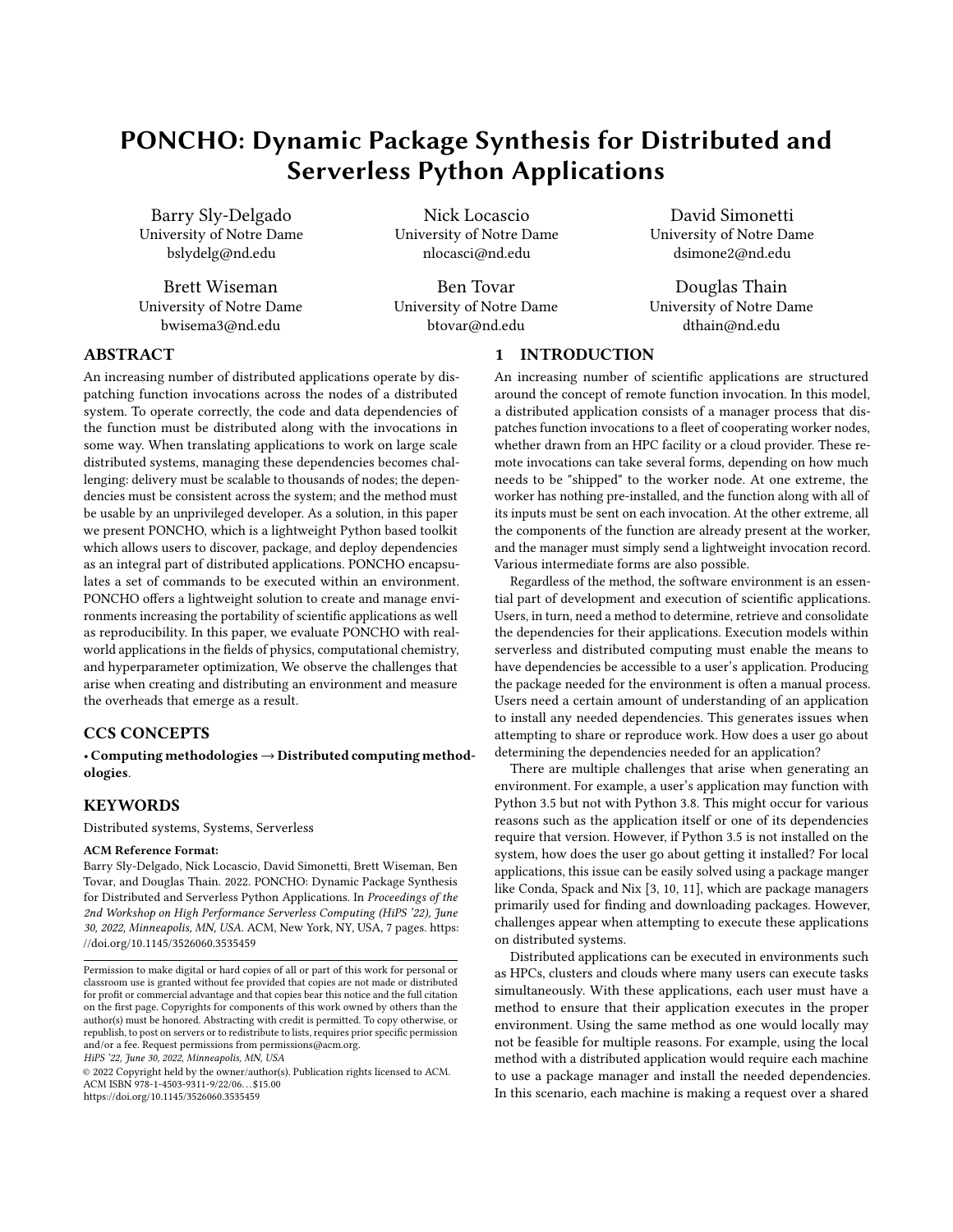# PONCHO: Dynamic Package Synthesis for Distributed and Serverless Python Applications

Barry Sly-Delgado
University of Notre Dame
bslydelg@nd.edu

Nick Locascio
University of Notre Dame
nlocasci@nd.edu

David Simonetti
University of Notre Dame
dsimone2@nd.edu

Brett Wiseman
University of Notre Dame
bwisema3@nd.edu

Ben Tovar
University of Notre Dame
btovar@nd.edu

Douglas Thain
University of Notre Dame
dthain@nd.edu

## ABSTRACT

An increasing number of distributed applications operate by dispatching function invocations across the nodes of a distributed system. To operate correctly, the code and data dependencies of the function must be distributed along with the invocations in some way. When translating applications to work on large scale distributed systems, managing these dependencies becomes challenging: delivery must be scalable to thousands of nodes; the dependencies must be consistent across the system; and the method must be usable by an unprivileged developer. As a solution, in this paper we present PONCHO, which is a lightweight Python based toolkit which allows users to discover, package, and deploy dependencies as an integral part of distributed applications. PONCHO encapsulates a set of commands to be executed within an environment. PONCHO offers a lightweight solution to create and manage environments increasing the portability of scientific applications as well as reproducibility. In this paper, we evaluate PONCHO with real-world applications in the fields of physics, computational chemistry, and hyperparameter optimization, We observe the challenges that arise when creating and distributing an environment and measure the overheads that emerge as a result.

## CCS CONCEPTS

• **Computing methodologies → Distributed computing methodologies**.

## KEYWORDS

Distributed systems, Systems, Serverless

**ACM Reference Format:**
Barry Sly-Delgado, Nick Locascio, David Simonetti, Brett Wiseman, Ben Tovar, and Douglas Thain. 2022. PONCHO: Dynamic Package Synthesis for Distributed and Serverless Python Applications. In *Proceedings of the 2nd Workshop on High Performance Serverless Computing (HiPS '22), June 30, 2022, Minneapolis, MN, USA.* ACM, New York, NY, USA, 7 pages. https://doi.org/10.1145/3526060.3535459

Permission to make digital or hard copies of all or part of this work for personal or classroom use is granted without fee provided that copies are not made or distributed for profit or commercial advantage and that copies bear this notice and the full citation on the first page. Copyrights for components of this work owned by others than the author(s) must be honored. Abstracting with credit is permitted. To copy otherwise, or republish, to post on servers or to redistribute to lists, requires prior specific permission and/or a fee. Request permissions from permissions@acm.org.
*HiPS '22, June 30, 2022, Minneapolis, MN, USA*
© 2022 Copyright held by the owner/author(s). Publication rights licensed to ACM.
ACM ISBN 978-1-4503-9311-9/22/06…$15.00
https://doi.org/10.1145/3526060.3535459

## 1 INTRODUCTION

An increasing number of scientific applications are structured around the concept of remote function invocation. In this model, a distributed application consists of a manager process that dispatches function invocations to a fleet of cooperating worker nodes, whether drawn from an HPC facility or a cloud provider. These remote invocations can take several forms, depending on how much needs to be "shipped" to the worker node. At one extreme, the worker has nothing pre-installed, and the function along with all of its inputs must be sent on each invocation. At the other extreme, all the components of the function are already present at the worker, and the manager must simply send a lightweight invocation record. Various intermediate forms are also possible.

Regardless of the method, the software environment is an essential part of development and execution of scientific applications. Users, in turn, need a method to determine, retrieve and consolidate the dependencies for their applications. Execution models within serverless and distributed computing must enable the means to have dependencies be accessible to a user's application. Producing the package needed for the environment is often a manual process. Users need a certain amount of understanding of an application to install any needed dependencies. This generates issues when attempting to share or reproduce work. How does a user go about determining the dependencies needed for an application?

There are multiple challenges that arise when generating an environment. For example, a user's application may function with Python 3.5 but not with Python 3.8. This might occur for various reasons such as the application itself or one of its dependencies require that version. However, if Python 3.5 is not installed on the system, how does the user go about getting it installed? For local applications, this issue can be easily solved using a package manger like Conda, Spack and Nix [3, 10, 11], which are package managers primarily used for finding and downloading packages. However, challenges appear when attempting to execute these applications on distributed systems.

Distributed applications can be executed in environments such as HPCs, clusters and clouds where many users can execute tasks simultaneously. With these applications, each user must have a method to ensure that their application executes in the proper environment. Using the same method as one would locally may not be feasible for multiple reasons. For example, using the local method with a distributed application would require each machine to use a package manager and install the needed dependencies. In this scenario, each machine is making a request over a shared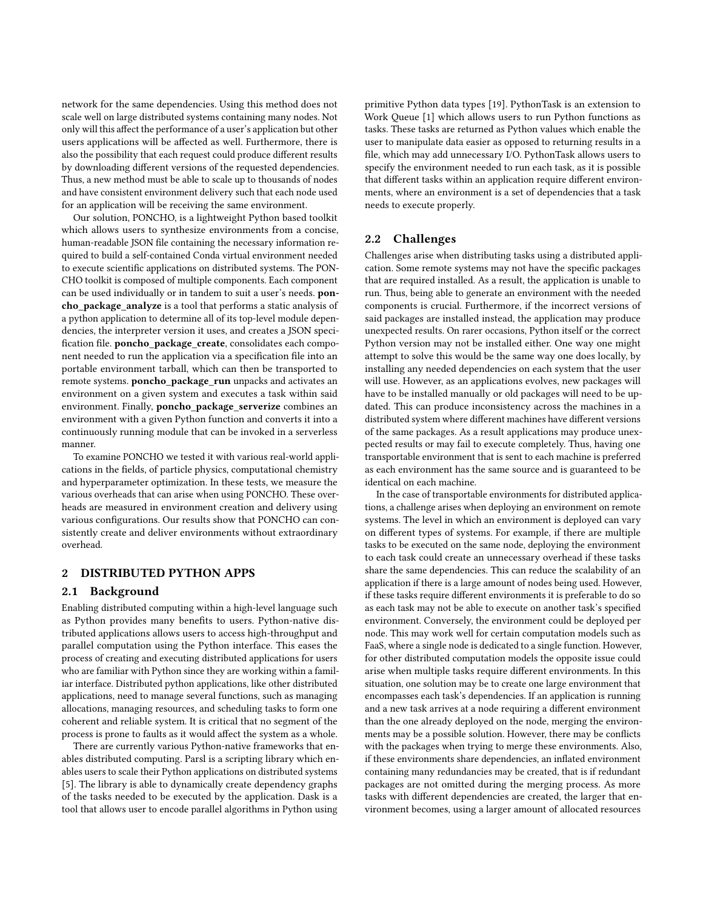network for the same dependencies. Using this method does not scale well on large distributed systems containing many nodes. Not only will this affect the performance of a user's application but other users applications will be affected as well. Furthermore, there is also the possibility that each request could produce different results by downloading different versions of the requested dependencies. Thus, a new method must be able to scale up to thousands of nodes and have consistent environment delivery such that each node used for an application will be receiving the same environment.

Our solution, PONCHO, is a lightweight Python based toolkit which allows users to synthesize environments from a concise, human-readable JSON file containing the necessary information required to build a self-contained Conda virtual environment needed to execute scientific applications on distributed systems. The PONCHO toolkit is composed of multiple components. Each component can be used individually or in tandem to suit a user's needs. **poncho_package_analyze** is a tool that performs a static analysis of a python application to determine all of its top-level module dependencies, the interpreter version it uses, and creates a JSON specification file. **poncho_package_create**, consolidates each component needed to run the application via a specification file into an portable environment tarball, which can then be transported to remote systems. **poncho_package_run** unpacks and activates an environment on a given system and executes a task within said environment. Finally, **poncho_package_serverize** combines an environment with a given Python function and converts it into a continuously running module that can be invoked in a serverless manner.

To examine PONCHO we tested it with various real-world applications in the fields, of particle physics, computational chemistry and hyperparameter optimization. In these tests, we measure the various overheads that can arise when using PONCHO. These overheads are measured in environment creation and delivery using various configurations. Our results show that PONCHO can consistently create and deliver environments without extraordinary overhead.

## 2 DISTRIBUTED PYTHON APPS

### 2.1 Background

Enabling distributed computing within a high-level language such as Python provides many benefits to users. Python-native distributed applications allows users to access high-throughput and parallel computation using the Python interface. This eases the process of creating and executing distributed applications for users who are familiar with Python since they are working within a familiar interface. Distributed python applications, like other distributed applications, need to manage several functions, such as managing allocations, managing resources, and scheduling tasks to form one coherent and reliable system. It is critical that no segment of the process is prone to faults as it would affect the system as a whole.

There are currently various Python-native frameworks that enables distributed computing. Parsl is a scripting library which enables users to scale their Python applications on distributed systems [5]. The library is able to dynamically create dependency graphs of the tasks needed to be executed by the application. Dask is a tool that allows user to encode parallel algorithms in Python using primitive Python data types [19]. PythonTask is an extension to Work Queue [1] which allows users to run Python functions as tasks. These tasks are returned as Python values which enable the user to manipulate data easier as opposed to returning results in a file, which may add unnecessary I/O. PythonTask allows users to specify the environment needed to run each task, as it is possible that different tasks within an application require different environments, where an environment is a set of dependencies that a task needs to execute properly.

### 2.2 Challenges

Challenges arise when distributing tasks using a distributed application. Some remote systems may not have the specific packages that are required installed. As a result, the application is unable to run. Thus, being able to generate an environment with the needed components is crucial. Furthermore, if the incorrect versions of said packages are installed instead, the application may produce unexpected results. On rarer occasions, Python itself or the correct Python version may not be installed either. One way one might attempt to solve this would be the same way one does locally, by installing any needed dependencies on each system that the user will use. However, as an applications evolves, new packages will have to be installed manually or old packages will need to be updated. This can produce inconsistency across the machines in a distributed system where different machines have different versions of the same packages. As a result applications may produce unexpected results or may fail to execute completely. Thus, having one transportable environment that is sent to each machine is preferred as each environment has the same source and is guaranteed to be identical on each machine.

In the case of transportable environments for distributed applications, a challenge arises when deploying an environment on remote systems. The level in which an environment is deployed can vary on different types of systems. For example, if there are multiple tasks to be executed on the same node, deploying the environment to each task could create an unnecessary overhead if these tasks share the same dependencies. This can reduce the scalability of an application if there is a large amount of nodes being used. However, if these tasks require different environments it is preferable to do so as each task may not be able to execute on another task's specified environment. Conversely, the environment could be deployed per node. This may work well for certain computation models such as FaaS, where a single node is dedicated to a single function. However, for other distributed computation models the opposite issue could arise when multiple tasks require different environments. In this situation, one solution may be to create one large environment that encompasses each task's dependencies. If an application is running and a new task arrives at a node requiring a different environment than the one already deployed on the node, merging the environments may be a possible solution. However, there may be conflicts with the packages when trying to merge these environments. Also, if these environments share dependencies, an inflated environment containing many redundancies may be created, that is if redundant packages are not omitted during the merging process. As more tasks with different dependencies are created, the larger that environment becomes, using a larger amount of allocated resources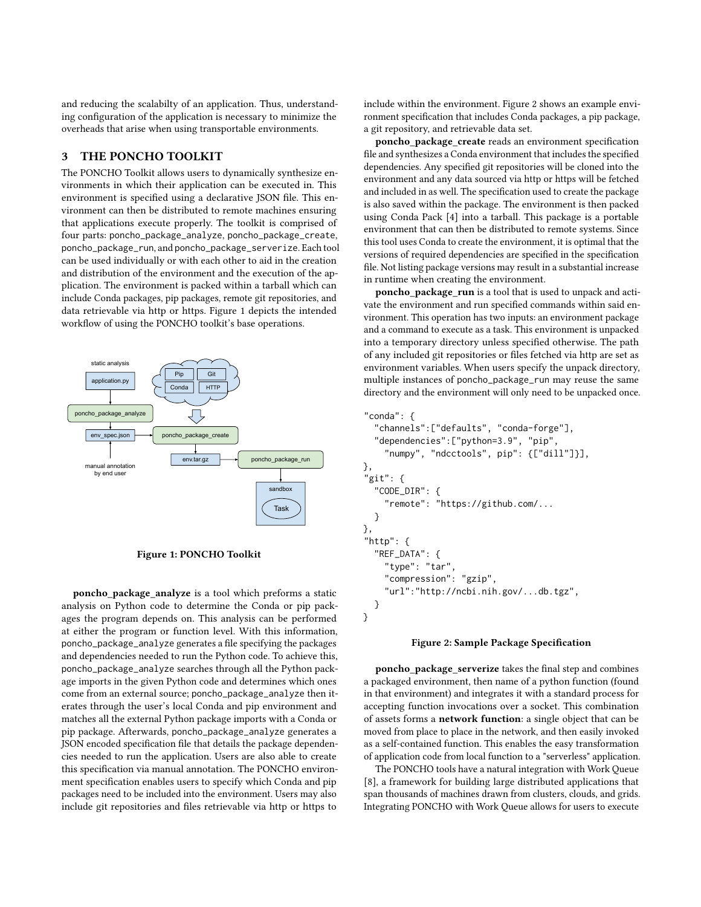and reducing the scalabilty of an application. Thus, understanding configuration of the application is necessary to minimize the overheads that arise when using transportable environments.

## 3 THE PONCHO TOOLKIT

The PONCHO Toolkit allows users to dynamically synthesize environments in which their application can be executed in. This environment is specified using a declarative JSON file. This environment can then be distributed to remote machines ensuring that applications execute properly. The toolkit is comprised of four parts: poncho_package_analyze, poncho_package_create, poncho_package_run, and poncho_package_serverize. Each tool can be used individually or with each other to aid in the creation and distribution of the environment and the execution of the application. The environment is packed within a tarball which can include Conda packages, pip packages, remote git repositories, and data retrievable via http or https. Figure 1 depicts the intended workflow of using the PONCHO toolkit's base operations.

Figure 1: PONCHO Toolkit

**poncho_package_analyze** is a tool which preforms a static analysis on Python code to determine the Conda or pip packages the program depends on. This analysis can be performed at either the program or function level. With this information, poncho_package_analyze generates a file specifying the packages and dependencies needed to run the Python code. To achieve this, poncho_package_analyze searches through all the Python package imports in the given Python code and determines which ones come from an external source; poncho_package_analyze then iterates through the user's local Conda and pip environment and matches all the external Python package imports with a Conda or pip package. Afterwards, poncho_package_analyze generates a JSON encoded specification file that details the package dependencies needed to run the application. Users are also able to create this specification via manual annotation. The PONCHO environment specification enables users to specify which Conda and pip packages need to be included into the environment. Users may also include git repositories and files retrievable via http or https to include within the environment. Figure 2 shows an example environment specification that includes Conda packages, a pip package, a git repository, and retrievable data set.

**poncho_package_create** reads an environment specification file and synthesizes a Conda environment that includes the specified dependencies. Any specified git repositories will be cloned into the environment and any data sourced via http or https will be fetched and included in as well. The specification used to create the package is also saved within the package. The environment is then packed using Conda Pack [4] into a tarball. This package is a portable environment that can then be distributed to remote systems. Since this tool uses Conda to create the environment, it is optimal that the versions of required dependencies are specified in the specification file. Not listing package versions may result in a substantial increase in runtime when creating the environment.

**poncho_package_run** is a tool that is used to unpack and activate the environment and run specified commands within said environment. This operation has two inputs: an environment package and a command to execute as a task. This environment is unpacked into a temporary directory unless specified otherwise. The path of any included git repositories or files fetched via http are set as environment variables. When users specify the unpack directory, multiple instances of poncho_package_run may reuse the same directory and the environment will only need to be unpacked once.

```
"conda": {
  "channels":["defaults", "conda-forge"],
  "dependencies":["python=3.9", "pip",
    "numpy", "ndcctools", pip": {["dill"]}],
},
"git": {
  "CODE_DIR": {
    "remote": "https://github.com/...
  }
},
"http": {
  "REF_DATA": {
    "type": "tar",
    "compression": "gzip",
    "url":"http://ncbi.nih.gov/...db.tgz",
  }
}
```

Figure 2: Sample Package Specification

**poncho_package_serverize** takes the final step and combines a packaged environment, then name of a python function (found in that environment) and integrates it with a standard process for accepting function invocations over a socket. This combination of assets forms a **network function**: a single object that can be moved from place to place in the network, and then easily invoked as a self-contained function. This enables the easy transformation of application code from local function to a "serverless" application.

The PONCHO tools have a natural integration with Work Queue [8], a framework for building large distributed applications that span thousands of machines drawn from clusters, clouds, and grids. Integrating PONCHO with Work Queue allows for users to execute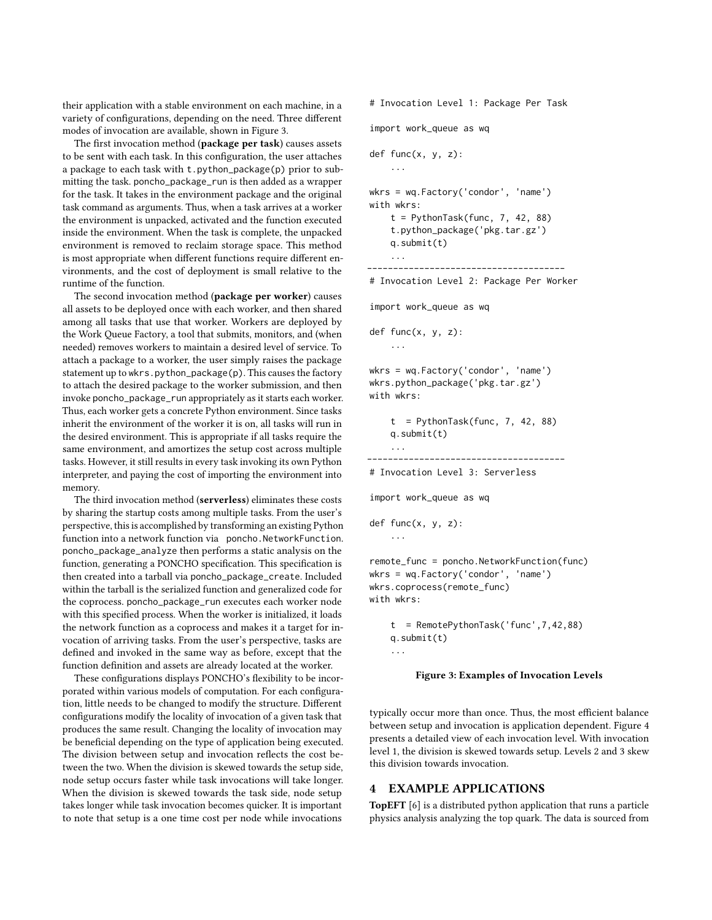their application with a stable environment on each machine, in a variety of configurations, depending on the need. Three different modes of invocation are available, shown in Figure 3.

The first invocation method (**package per task**) causes assets to be sent with each task. In this configuration, the user attaches a package to each task with `t.python_package(p)` prior to submitting the task. `poncho_package_run` is then added as a wrapper for the task. It takes in the environment package and the original task command as arguments. Thus, when a task arrives at a worker the environment is unpacked, activated and the function executed inside the environment. When the task is complete, the unpacked environment is removed to reclaim storage space. This method is most appropriate when different functions require different environments, and the cost of deployment is small relative to the runtime of the function.

The second invocation method (**package per worker**) causes all assets to be deployed once with each worker, and then shared among all tasks that use that worker. Workers are deployed by the Work Queue Factory, a tool that submits, monitors, and (when needed) removes workers to maintain a desired level of service. To attach a package to a worker, the user simply raises the package statement up to `wkrs.python_package(p)`. This causes the factory to attach the desired package to the worker submission, and then invoke `poncho_package_run` appropriately as it starts each worker. Thus, each worker gets a concrete Python environment. Since tasks inherit the environment of the worker it is on, all tasks will run in the desired environment. This is appropriate if all tasks require the same environment, and amortizes the setup cost across multiple tasks. However, it still results in every task invoking its own Python interpreter, and paying the cost of importing the environment into memory.

The third invocation method (**serverless**) eliminates these costs by sharing the startup costs among multiple tasks. From the user's perspective, this is accomplished by transforming an existing Python function into a network function via `poncho.NetworkFunction`. `poncho_package_analyze` then performs a static analysis on the function, generating a PONCHO specification. This specification is then created into a tarball via `poncho_package_create`. Included within the tarball is the serialized function and generalized code for the coprocess. `poncho_package_run` executes each worker node with this specified process. When the worker is initialized, it loads the network function as a coprocess and makes it a target for invocation of arriving tasks. From the user's perspective, tasks are defined and invoked in the same way as before, except that the function definition and assets are already located at the worker.

These configurations displays PONCHO's flexibility to be incorporated within various models of computation. For each configuration, little needs to be changed to modify the structure. Different configurations modify the locality of invocation of a given task that produces the same result. Changing the locality of invocation may be beneficial depending on the type of application being executed. The division between setup and invocation reflects the cost between the two. When the division is skewed towards the setup side, node setup occurs faster while task invocations will take longer. When the division is skewed towards the task side, node setup takes longer while task invocation becomes quicker. It is important to note that setup is a one time cost per node while invocations typically occur more than once. Thus, the most efficient balance between setup and invocation is application dependent. Figure 4 presents a detailed view of each invocation level. With invocation level 1, the division is skewed towards setup. Levels 2 and 3 skew this division towards invocation.

```
# Invocation Level 1: Package Per Task

import work_queue as wq

def func(x, y, z):
    ...

wkrs = wq.Factory('condor', 'name')
with wkrs:
    t = PythonTask(func, 7, 42, 88)
    t.python_package('pkg.tar.gz')
    q.submit(t)
    ...
-------------------------------------
# Invocation Level 2: Package Per Worker

import work_queue as wq

def func(x, y, z):
    ...

wkrs = wq.Factory('condor', 'name')
wkrs.python_package('pkg.tar.gz')
with wkrs:

    t  = PythonTask(func, 7, 42, 88)
    q.submit(t)
    ...
-------------------------------------
# Invocation Level 3: Serverless

import work_queue as wq

def func(x, y, z):
    ...

remote_func = poncho.NetworkFunction(func)
wkrs = wq.Factory('condor', 'name')
wkrs.coprocess(remote_func)
with wkrs:

    t  = RemotePythonTask('func',7,42,88)
    q.submit(t)
    ...
```

**Figure 3: Examples of Invocation Levels**

## 4 EXAMPLE APPLICATIONS

**TopEFT** [6] is a distributed python application that runs a particle physics analysis analyzing the top quark. The data is sourced from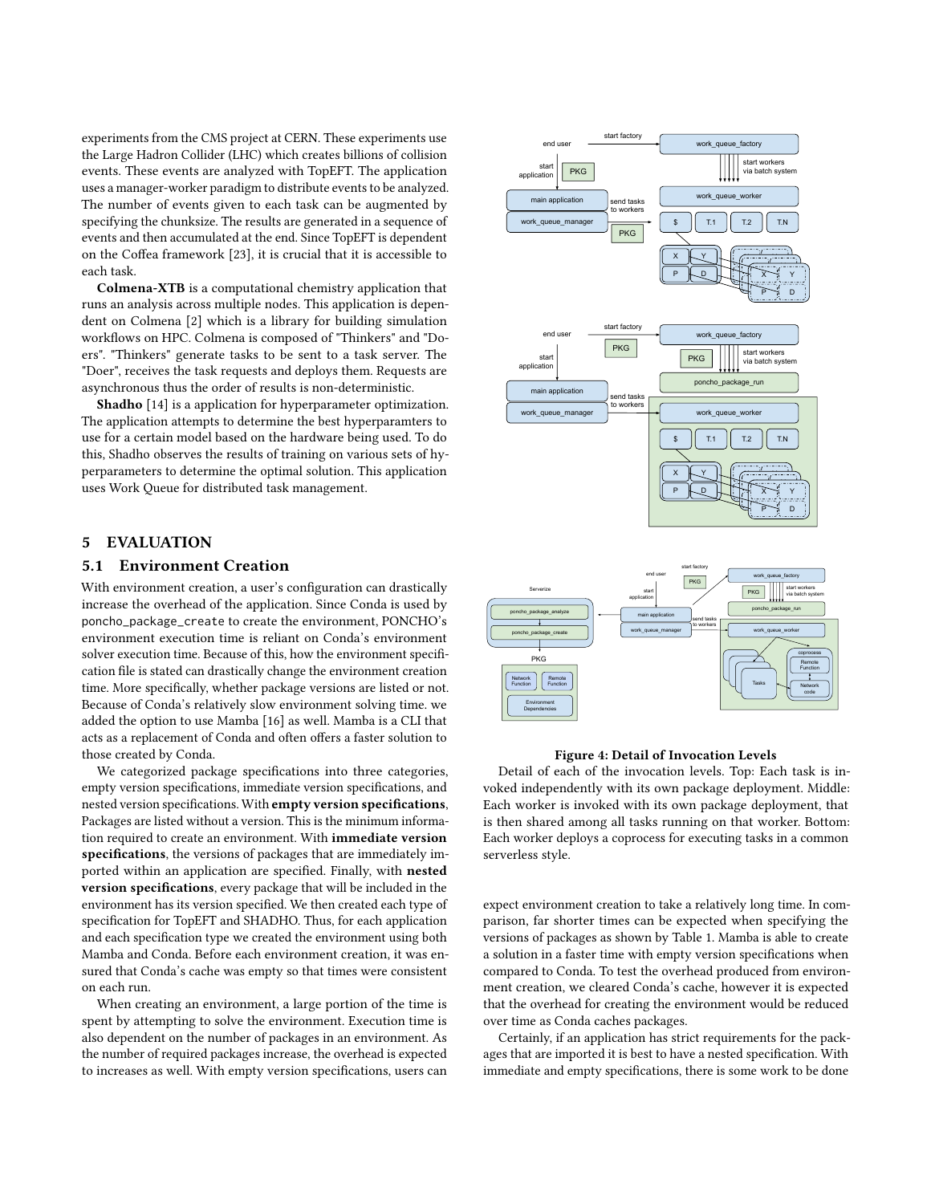experiments from the CMS project at CERN. These experiments use the Large Hadron Collider (LHC) which creates billions of collision events. These events are analyzed with TopEFT. The application uses a manager-worker paradigm to distribute events to be analyzed. The number of events given to each task can be augmented by specifying the chunksize. The results are generated in a sequence of events and then accumulated at the end. Since TopEFT is dependent on the Coffea framework [23], it is crucial that it is accessible to each task.

**Colmena-XTB** is a computational chemistry application that runs an analysis across multiple nodes. This application is dependent on Colmena [2] which is a library for building simulation workflows on HPC. Colmena is composed of "Thinkers" and "Doers". "Thinkers" generate tasks to be sent to a task server. The "Doer", receives the task requests and deploys them. Requests are asynchronous thus the order of results is non-deterministic.

**Shadho** [14] is a application for hyperparameter optimization. The application attempts to determine the best hyperparamters to use for a certain model based on the hardware being used. To do this, Shadho observes the results of training on various sets of hyperparameters to determine the optimal solution. This application uses Work Queue for distributed task management.

## 5 EVALUATION

### 5.1 Environment Creation

With environment creation, a user's configuration can drastically increase the overhead of the application. Since Conda is used by poncho_package_create to create the environment, PONCHO's environment execution time is reliant on Conda's environment solver execution time. Because of this, how the environment specification file is stated can drastically change the environment creation time. More specifically, whether package versions are listed or not. Because of Conda's relatively slow environment solving time. we added the option to use Mamba [16] as well. Mamba is a CLI that acts as a replacement of Conda and often offers a faster solution to those created by Conda.

We categorized package specifications into three categories, empty version specifications, immediate version specifications, and nested version specifications. With **empty version specifications**, Packages are listed without a version. This is the minimum information required to create an environment. With **immediate version specifications**, the versions of packages that are immediately imported within an application are specified. Finally, with **nested version specifications**, every package that will be included in the environment has its version specified. We then created each type of specification for TopEFT and SHADHO. Thus, for each application and each specification type we created the environment using both Mamba and Conda. Before each environment creation, it was ensured that Conda's cache was empty so that times were consistent on each run.

When creating an environment, a large portion of the time is spent by attempting to solve the environment. Execution time is also dependent on the number of packages in an environment. As the number of required packages increase, the overhead is expected to increases as well. With empty version specifications, users can expect environment creation to take a relatively long time. In comparison, far shorter times can be expected when specifying the versions of packages as shown by Table 1. Mamba is able to create a solution in a faster time with empty version specifications when compared to Conda. To test the overhead produced from environment creation, we cleared Conda's cache, however it is expected that the overhead for creating the environment would be reduced over time as Conda caches packages.

Certainly, if an application has strict requirements for the packages that are imported it is best to have a nested specification. With immediate and empty specifications, there is some work to be done

**Figure 4: Detail of Invocation Levels**

Detail of each of the invocation levels. Top: Each task is invoked independently with its own package deployment. Middle: Each worker is invoked with its own package deployment, that is then shared among all tasks running on that worker. Bottom: Each worker deploys a coprocess for executing tasks in a common serverless style.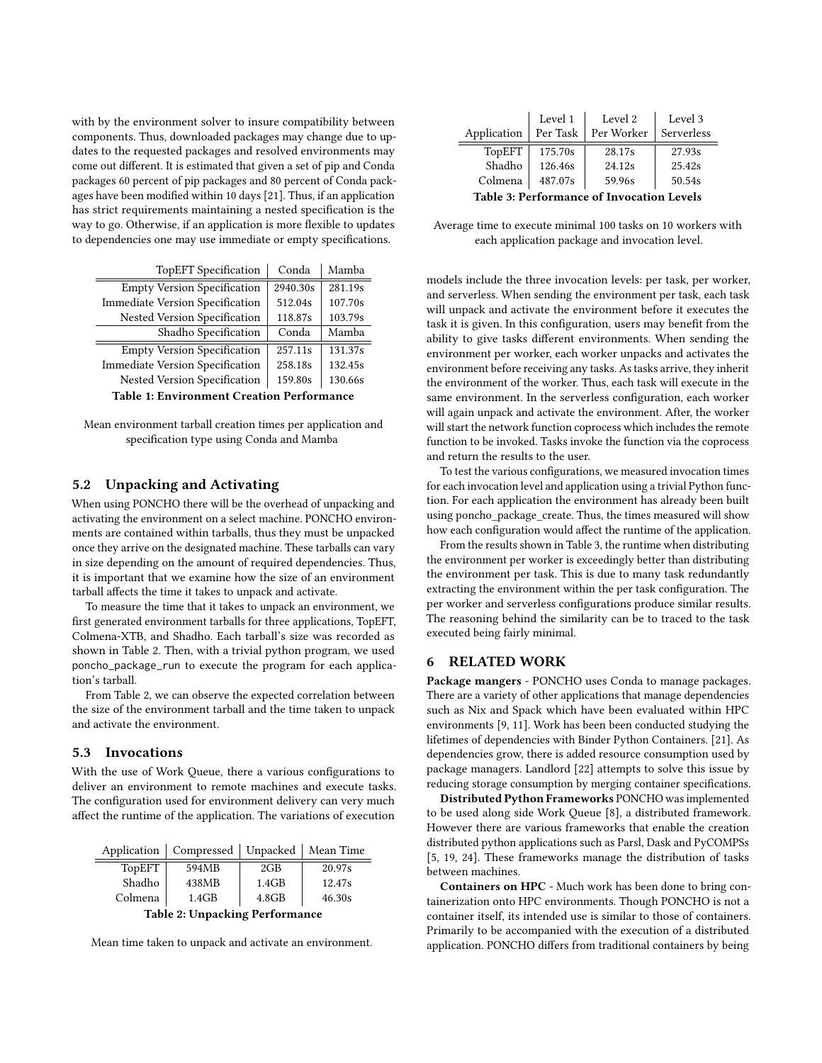with by the environment solver to insure compatibility between components. Thus, downloaded packages may change due to updates to the requested packages and resolved environments may come out different. It is estimated that given a set of pip and Conda packages 60 percent of pip packages and 80 percent of Conda packages have been modified within 10 days [21]. Thus, if an application has strict requirements maintaining a nested specification is the way to go. Otherwise, if an application is more flexible to updates to dependencies one may use immediate or empty specifications.

| TopEFT Specification | Conda | Mamba |
|---|---|---|
| Empty Version Specification | 2940.30s | 281.19s |
| Immediate Version Specification | 512.04s | 107.70s |
| Nested Version Specification | 118.87s | 103.79s |
| **Shadho Specification** | **Conda** | **Mamba** |
| Empty Version Specification | 257.11s | 131.37s |
| Immediate Version Specification | 258.18s | 132.45s |
| Nested Version Specification | 159.80s | 130.66s |

**Table 1: Environment Creation Performance**

Mean environment tarball creation times per application and specification type using Conda and Mamba

## 5.2 Unpacking and Activating

When using PONCHO there will be the overhead of unpacking and activating the environment on a select machine. PONCHO environments are contained within tarballs, thus they must be unpacked once they arrive on the designated machine. These tarballs can vary in size depending on the amount of required dependencies. Thus, it is important that we examine how the size of an environment tarball affects the time it takes to unpack and activate.

To measure the time that it takes to unpack an environment, we first generated environment tarballs for three applications, TopEFT, Colmena-XTB, and Shadho. Each tarball's size was recorded as shown in Table 2. Then, with a trivial python program, we used poncho_package_run to execute the program for each application's tarball.

From Table 2, we can observe the expected correlation between the size of the environment tarball and the time taken to unpack and activate the environment.

## 5.3 Invocations

With the use of Work Queue, there a various configurations to deliver an environment to remote machines and execute tasks. The configuration used for environment delivery can very much affect the runtime of the application. The variations of execution models include the three invocation levels: per task, per worker, and serverless. When sending the environment per task, each task will unpack and activate the environment before it executes the task it is given. In this configuration, users may benefit from the ability to give tasks different environments. When sending the environment per worker, each worker unpacks and activates the environment before receiving any tasks. As tasks arrive, they inherit the environment of the worker. Thus, each task will execute in the same environment. In the serverless configuration, each worker will again unpack and activate the environment. After, the worker will start the network function coprocess which includes the remote function to be invoked. Tasks invoke the function via the coprocess and return the results to the user.

| Application | Compressed | Unpacked | Mean Time |
|---|---|---|---|
| TopEFT | 594MB | 2GB | 20.97s |
| Shadho | 438MB | 1.4GB | 12.47s |
| Colmena | 1.4GB | 4.8GB | 46.30s |

**Table 2: Unpacking Performance**

Mean time taken to unpack and activate an environment.

| Application | Level 1 Per Task | Level 2 Per Worker | Level 3 Serverless |
|---|---|---|---|
| TopEFT | 175.70s | 28.17s | 27.93s |
| Shadho | 126.46s | 24.12s | 25.42s |
| Colmena | 487.07s | 59.96s | 50.54s |

**Table 3: Performance of Invocation Levels**

Average time to execute minimal 100 tasks on 10 workers with each application package and invocation level.

To test the various configurations, we measured invocation times for each invocation level and application using a trivial Python function. For each application the environment has already been built using poncho_package_create. Thus, the times measured will show how each configuration would affect the runtime of the application.

From the results shown in Table 3, the runtime when distributing the environment per worker is exceedingly better than distributing the environment per task. This is due to many task redundantly extracting the environment within the per task configuration. The per worker and serverless configurations produce similar results. The reasoning behind the similarity can be to traced to the task executed being fairly minimal.

# 6 RELATED WORK

**Package mangers** - PONCHO uses Conda to manage packages. There are a variety of other applications that manage dependencies such as Nix and Spack which have been evaluated within HPC environments [9, 11]. Work has been been conducted studying the lifetimes of dependencies with Binder Python Containers. [21]. As dependencies grow, there is added resource consumption used by package managers. Landlord [22] attempts to solve this issue by reducing storage consumption by merging container specifications.

**Distributed Python Frameworks** PONCHO was implemented to be used along side Work Queue [8], a distributed framework. However there are various frameworks that enable the creation distributed python applications such as Parsl, Dask and PyCOMPSs [5, 19, 24]. These frameworks manage the distribution of tasks between machines.

**Containers on HPC** - Much work has been done to bring containerization onto HPC environments. Though PONCHO is not a container itself, its intended use is similar to those of containers. Primarily to be accompanied with the execution of a distributed application. PONCHO differs from traditional containers by being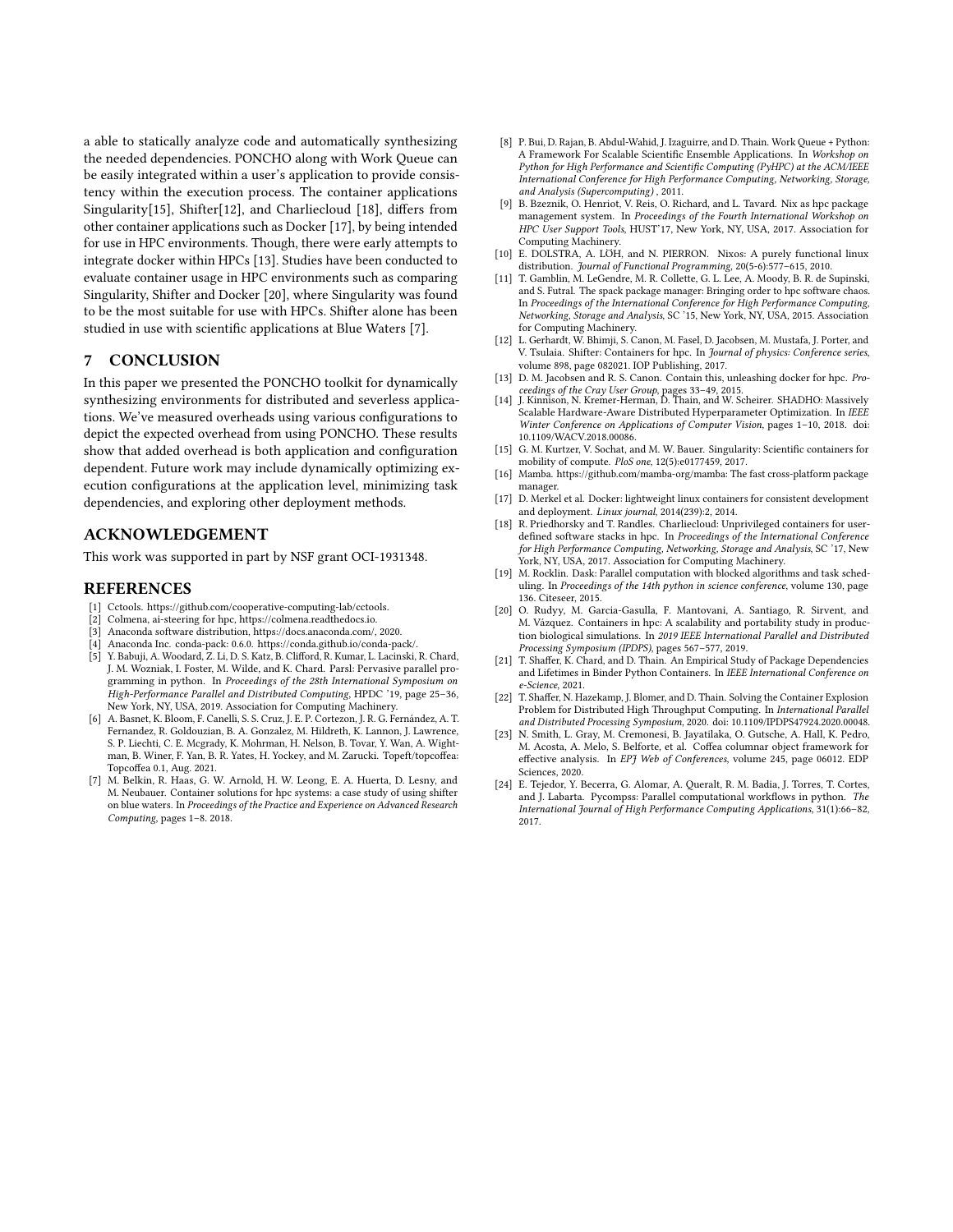a able to statically analyze code and automatically synthesizing the needed dependencies. PONCHO along with Work Queue can be easily integrated within a user's application to provide consistency within the execution process. The container applications Singularity[15], Shifter[12], and Charliecloud [18], differs from other container applications such as Docker [17], by being intended for use in HPC environments. Though, there were early attempts to integrate docker within HPCs [13]. Studies have been conducted to evaluate container usage in HPC environments such as comparing Singularity, Shifter and Docker [20], where Singularity was found to be the most suitable for use with HPCs. Shifter alone has been studied in use with scientific applications at Blue Waters [7].

## 7 CONCLUSION

In this paper we presented the PONCHO toolkit for dynamically synthesizing environments for distributed and severless applications. We've measured overheads using various configurations to depict the expected overhead from using PONCHO. These results show that added overhead is both application and configuration dependent. Future work may include dynamically optimizing execution configurations at the application level, minimizing task dependencies, and exploring other deployment methods.

## ACKNOWLEDGEMENT

This work was supported in part by NSF grant OCI-1931348.

## REFERENCES

[1] Cctools. https://github.com/cooperative-computing-lab/cctools.

[2] Colmena, ai-steering for hpc, https://colmena.readthedocs.io.

[3] Anaconda software distribution, https://docs.anaconda.com/, 2020.

[4] Anaconda Inc. conda-pack: 0.6.0. https://conda.github.io/conda-pack/.

[5] Y. Babuji, A. Woodard, Z. Li, D. S. Katz, B. Clifford, R. Kumar, L. Lacinski, R. Chard, J. M. Wozniak, I. Foster, M. Wilde, and K. Chard. Parsl: Pervasive parallel programming in python. In *Proceedings of the 28th International Symposium on High-Performance Parallel and Distributed Computing*, HPDC '19, page 25–36, New York, NY, USA, 2019. Association for Computing Machinery.

[6] A. Basnet, K. Bloom, F. Canelli, S. S. Cruz, J. E. P. Cortezon, J. R. G. Fernández, A. T. Fernandez, R. Goldouzian, B. A. Gonzalez, M. Hildreth, K. Lannon, J. Lawrence, S. P. Liechti, C. E. Mcgrady, K. Mohrman, H. Nelson, B. Tovar, Y. Wan, A. Wightman, B. Winer, F. Yan, B. R. Yates, H. Yockey, and M. Zarucki. Topeft/topcoffea: Topcoffea 0.1, Aug. 2021.

[7] M. Belkin, R. Haas, G. W. Arnold, H. W. Leong, E. A. Huerta, D. Lesny, and M. Neubauer. Container solutions for hpc systems: a case study of using shifter on blue waters. In *Proceedings of the Practice and Experience on Advanced Research Computing*, pages 1–8. 2018.

[8] P. Bui, D. Rajan, B. Abdul-Wahid, J. Izaguirre, and D. Thain. Work Queue + Python: A Framework For Scalable Scientific Ensemble Applications. In *Workshop on Python for High Performance and Scientific Computing (PyHPC) at the ACM/IEEE International Conference for High Performance Computing, Networking, Storage, and Analysis (Supercomputing)* , 2011.

[9] B. Bzeznik, O. Henriot, V. Reis, O. Richard, and L. Tavard. Nix as hpc package management system. In *Proceedings of the Fourth International Workshop on HPC User Support Tools*, HUST'17, New York, NY, USA, 2017. Association for Computing Machinery.

[10] E. DOLSTRA, A. LÖH, and N. PIERRON. Nixos: A purely functional linux distribution. *Journal of Functional Programming*, 20(5-6):577–615, 2010.

[11] T. Gamblin, M. LeGendre, M. R. Collette, G. L. Lee, A. Moody, B. R. de Supinski, and S. Futral. The spack package manager: Bringing order to hpc software chaos. In *Proceedings of the International Conference for High Performance Computing, Networking, Storage and Analysis*, SC '15, New York, NY, USA, 2015. Association for Computing Machinery.

[12] L. Gerhardt, W. Bhimji, S. Canon, M. Fasel, D. Jacobsen, M. Mustafa, J. Porter, and V. Tsulaia. Shifter: Containers for hpc. In *Journal of physics: Conference series*, volume 898, page 082021. IOP Publishing, 2017.

[13] D. M. Jacobsen and R. S. Canon. Contain this, unleashing docker for hpc. *Proceedings of the Cray User Group*, pages 33–49, 2015.

[14] J. Kinnison, N. Kremer-Herman, D. Thain, and W. Scheirer. SHADHO: Massively Scalable Hardware-Aware Distributed Hyperparameter Optimization. In *IEEE Winter Conference on Applications of Computer Vision*, pages 1–10, 2018. doi: 10.1109/WACV.2018.00086.

[15] G. M. Kurtzer, V. Sochat, and M. W. Bauer. Singularity: Scientific containers for mobility of compute. *PloS one*, 12(5):e0177459, 2017.

[16] Mamba. https://github.com/mamba-org/mamba: The fast cross-platform package manager.

[17] D. Merkel et al. Docker: lightweight linux containers for consistent development and deployment. *Linux journal*, 2014(239):2, 2014.

[18] R. Priedhorsky and T. Randles. Charliecloud: Unprivileged containers for user-defined software stacks in hpc. In *Proceedings of the International Conference for High Performance Computing, Networking, Storage and Analysis*, SC '17, New York, NY, USA, 2017. Association for Computing Machinery.

[19] M. Rocklin. Dask: Parallel computation with blocked algorithms and task scheduling. In *Proceedings of the 14th python in science conference*, volume 130, page 136. Citeseer, 2015.

[20] O. Rudyy, M. Garcia-Gasulla, F. Mantovani, A. Santiago, R. Sirvent, and M. Vázquez. Containers in hpc: A scalability and portability study in production biological simulations. In *2019 IEEE International Parallel and Distributed Processing Symposium (IPDPS)*, pages 567–577, 2019.

[21] T. Shaffer, K. Chard, and D. Thain. An Empirical Study of Package Dependencies and Lifetimes in Binder Python Containers. In *IEEE International Conference on e-Science*, 2021.

[22] T. Shaffer, N. Hazekamp, J. Blomer, and D. Thain. Solving the Container Explosion Problem for Distributed High Throughput Computing. In *International Parallel and Distributed Processing Symposium*, 2020. doi: 10.1109/IPDPS47924.2020.00048.

[23] N. Smith, L. Gray, M. Cremonesi, B. Jayatilaka, O. Gutsche, A. Hall, K. Pedro, M. Acosta, A. Melo, S. Belforte, et al. Coffea columnar object framework for effective analysis. In *EPJ Web of Conferences*, volume 245, page 06012. EDP Sciences, 2020.

[24] E. Tejedor, Y. Becerra, G. Alomar, A. Queralt, R. M. Badia, J. Torres, T. Cortes, and J. Labarta. Pycompss: Parallel computational workflows in python. *The International Journal of High Performance Computing Applications*, 31(1):66–82, 2017.